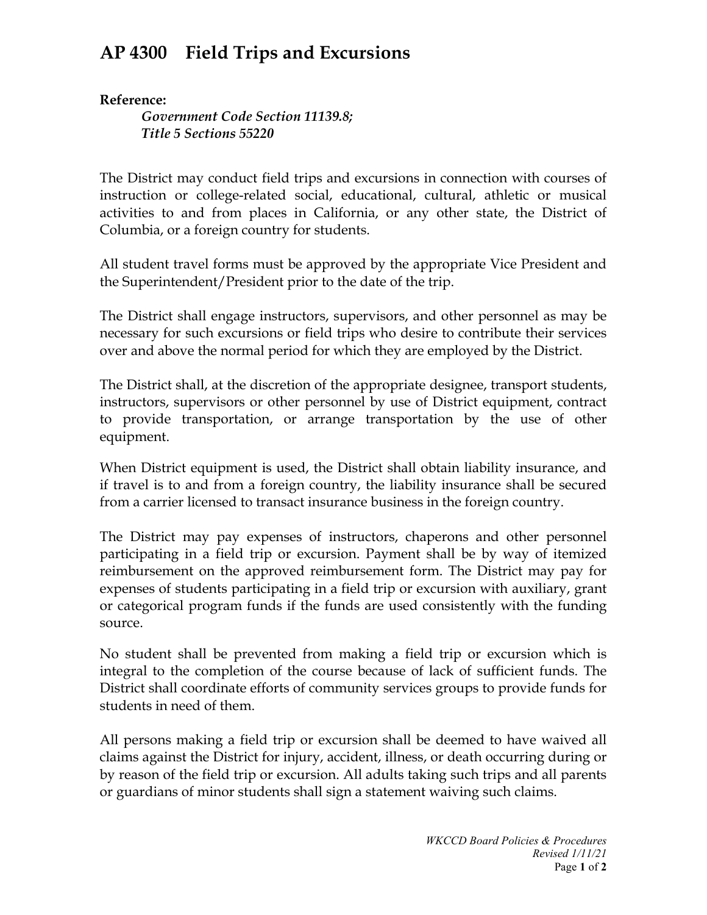# AP 4300 Field Trips and Excursions

**Reference:**

*Government Code Section 11139.8;*
*Title 5 Sections 55220*

The District may conduct field trips and excursions in connection with courses of instruction or college-related social, educational, cultural, athletic or musical activities to and from places in California, or any other state, the District of Columbia, or a foreign country for students.

All student travel forms must be approved by the appropriate Vice President and the Superintendent/President prior to the date of the trip.

The District shall engage instructors, supervisors, and other personnel as may be necessary for such excursions or field trips who desire to contribute their services over and above the normal period for which they are employed by the District.

The District shall, at the discretion of the appropriate designee, transport students, instructors, supervisors or other personnel by use of District equipment, contract to provide transportation, or arrange transportation by the use of other equipment.

When District equipment is used, the District shall obtain liability insurance, and if travel is to and from a foreign country, the liability insurance shall be secured from a carrier licensed to transact insurance business in the foreign country.

The District may pay expenses of instructors, chaperons and other personnel participating in a field trip or excursion. Payment shall be by way of itemized reimbursement on the approved reimbursement form. The District may pay for expenses of students participating in a field trip or excursion with auxiliary, grant or categorical program funds if the funds are used consistently with the funding source.

No student shall be prevented from making a field trip or excursion which is integral to the completion of the course because of lack of sufficient funds. The District shall coordinate efforts of community services groups to provide funds for students in need of them.

All persons making a field trip or excursion shall be deemed to have waived all claims against the District for injury, accident, illness, or death occurring during or by reason of the field trip or excursion. All adults taking such trips and all parents or guardians of minor students shall sign a statement waiving such claims.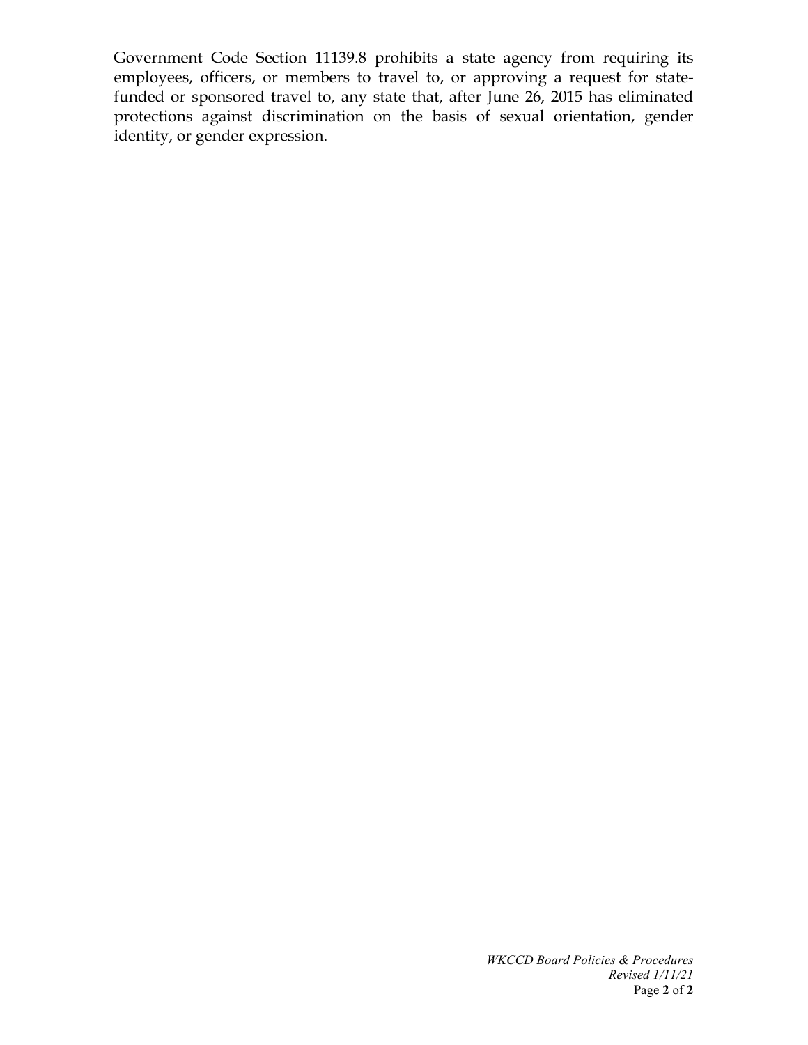Government Code Section 11139.8 prohibits a state agency from requiring its employees, officers, or members to travel to, or approving a request for state-funded or sponsored travel to, any state that, after June 26, 2015 has eliminated protections against discrimination on the basis of sexual orientation, gender identity, or gender expression.